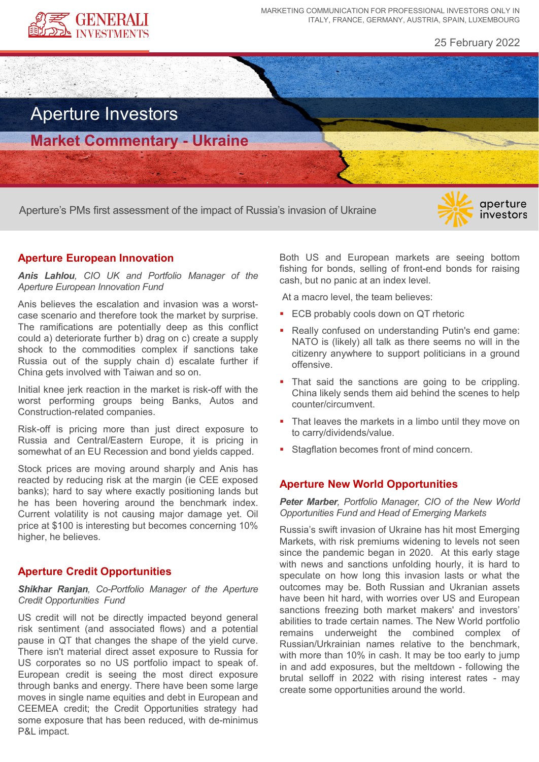MARKETING COMMUNICATION FOR PROFESSIONAL INVESTORS ONLY IN ITALY, FRANCE, GERMANY, AUSTRIA, SPAIN, LUXEMBOURG

25 February 2022

# Aperture Investors

## Market Commentary - Ukraine

Aperture's PMs first assessment of the impact of Russia's invasion of Ukraine

### Aperture European Innovation

***Anis Lahlou**, CIO UK and Portfolio Manager of the Aperture European Innovation Fund*

Anis believes the escalation and invasion was a worst-case scenario and therefore took the market by surprise. The ramifications are potentially deep as this conflict could a) deteriorate further b) drag on c) create a supply shock to the commodities complex if sanctions take Russia out of the supply chain d) escalate further if China gets involved with Taiwan and so on.

Initial knee jerk reaction in the market is risk-off with the worst performing groups being Banks, Autos and Construction-related companies.

Risk-off is pricing more than just direct exposure to Russia and Central/Eastern Europe, it is pricing in somewhat of an EU Recession and bond yields capped.

Stock prices are moving around sharply and Anis has reacted by reducing risk at the margin (ie CEE exposed banks); hard to say where exactly positioning lands but he has been hovering around the benchmark index. Current volatility is not causing major damage yet. Oil price at $100 is interesting but becomes concerning 10% higher, he believes.

### Aperture Credit Opportunities

***Shikhar Ranjan**, Co-Portfolio Manager of the Aperture Credit Opportunities Fund*

US credit will not be directly impacted beyond general risk sentiment (and associated flows) and a potential pause in QT that changes the shape of the yield curve. There isn't material direct asset exposure to Russia for US corporates so no US portfolio impact to speak of. European credit is seeing the most direct exposure through banks and energy. There have been some large moves in single name equities and debt in European and CEEMEA credit; the Credit Opportunities strategy had some exposure that has been reduced, with de-minimus P&L impact.

Both US and European markets are seeing bottom fishing for bonds, selling of front-end bonds for raising cash, but no panic at an index level.

At a macro level, the team believes:

- ECB probably cools down on QT rhetoric
- Really confused on understanding Putin's end game: NATO is (likely) all talk as there seems no will in the citizenry anywhere to support politicians in a ground offensive.
- That said the sanctions are going to be crippling. China likely sends them aid behind the scenes to help counter/circumvent.
- That leaves the markets in a limbo until they move on to carry/dividends/value.
- Stagflation becomes front of mind concern.

### Aperture New World Opportunities

***Peter Marber**, Portfolio Manager, CIO of the New World Opportunities Fund and Head of Emerging Markets*

Russia's swift invasion of Ukraine has hit most Emerging Markets, with risk premiums widening to levels not seen since the pandemic began in 2020. At this early stage with news and sanctions unfolding hourly, it is hard to speculate on how long this invasion lasts or what the outcomes may be. Both Russian and Ukranian assets have been hit hard, with worries over US and European sanctions freezing both market makers' and investors' abilities to trade certain names. The New World portfolio remains underweight the combined complex of Russian/Urkrainian names relative to the benchmark, with more than 10% in cash. It may be too early to jump in and add exposures, but the meltdown - following the brutal selloff in 2022 with rising interest rates - may create some opportunities around the world.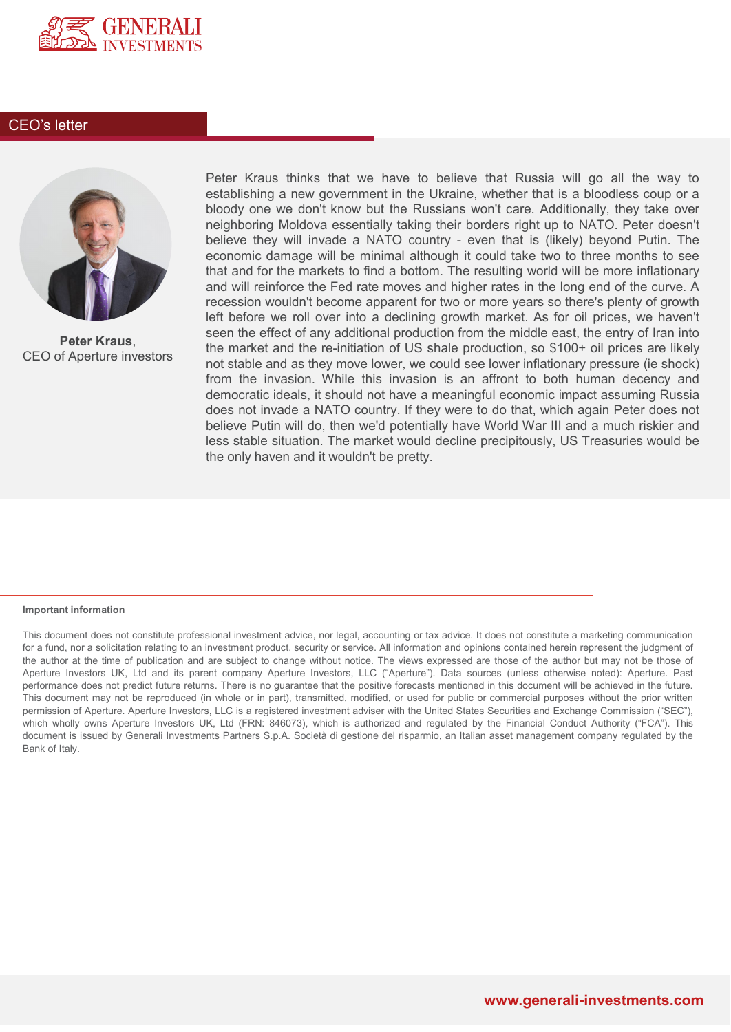## CEO's letter

**Peter Kraus**, CEO of Aperture investors

Peter Kraus thinks that we have to believe that Russia will go all the way to establishing a new government in the Ukraine, whether that is a bloodless coup or a bloody one we don't know but the Russians won't care. Additionally, they take over neighboring Moldova essentially taking their borders right up to NATO. Peter doesn't believe they will invade a NATO country - even that is (likely) beyond Putin. The economic damage will be minimal although it could take two to three months to see that and for the markets to find a bottom. The resulting world will be more inflationary and will reinforce the Fed rate moves and higher rates in the long end of the curve. A recession wouldn't become apparent for two or more years so there's plenty of growth left before we roll over into a declining growth market. As for oil prices, we haven't seen the effect of any additional production from the middle east, the entry of Iran into the market and the re-initiation of US shale production, so $100+ oil prices are likely not stable and as they move lower, we could see lower inflationary pressure (ie shock) from the invasion. While this invasion is an affront to both human decency and democratic ideals, it should not have a meaningful economic impact assuming Russia does not invade a NATO country. If they were to do that, which again Peter does not believe Putin will do, then we'd potentially have World War III and a much riskier and less stable situation. The market would decline precipitously, US Treasuries would be the only haven and it wouldn't be pretty.

**Important information**

This document does not constitute professional investment advice, nor legal, accounting or tax advice. It does not constitute a marketing communication for a fund, nor a solicitation relating to an investment product, security or service. All information and opinions contained herein represent the judgment of the author at the time of publication and are subject to change without notice. The views expressed are those of the author but may not be those of Aperture Investors UK, Ltd and its parent company Aperture Investors, LLC ("Aperture"). Data sources (unless otherwise noted): Aperture. Past performance does not predict future returns. There is no guarantee that the positive forecasts mentioned in this document will be achieved in the future. This document may not be reproduced (in whole or in part), transmitted, modified, or used for public or commercial purposes without the prior written permission of Aperture. Aperture Investors, LLC is a registered investment adviser with the United States Securities and Exchange Commission ("SEC"), which wholly owns Aperture Investors UK, Ltd (FRN: 846073), which is authorized and regulated by the Financial Conduct Authority ("FCA"). This document is issued by Generali Investments Partners S.p.A. Società di gestione del risparmio, an Italian asset management company regulated by the Bank of Italy.

www.generali-investments.com